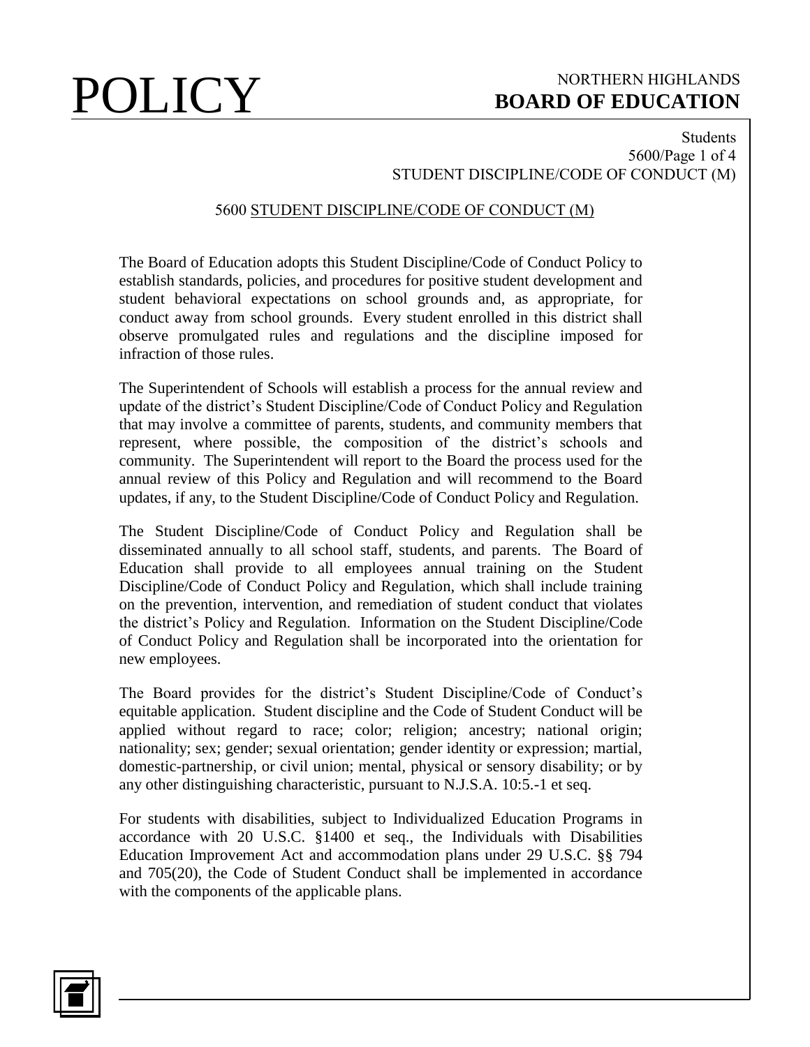# 5600 STUDENT DISCIPLINE/CODE OF CONDUCT (M)

The Board of Education adopts this Student Discipline/Code of Conduct Policy to establish standards, policies, and procedures for positive student development and student behavioral expectations on school grounds and, as appropriate, for conduct away from school grounds. Every student enrolled in this district shall observe promulgated rules and regulations and the discipline imposed for infraction of those rules.

The Superintendent of Schools will establish a process for the annual review and update of the district's Student Discipline/Code of Conduct Policy and Regulation that may involve a committee of parents, students, and community members that represent, where possible, the composition of the district's schools and community. The Superintendent will report to the Board the process used for the annual review of this Policy and Regulation and will recommend to the Board updates, if any, to the Student Discipline/Code of Conduct Policy and Regulation.

The Student Discipline/Code of Conduct Policy and Regulation shall be disseminated annually to all school staff, students, and parents. The Board of Education shall provide to all employees annual training on the Student Discipline/Code of Conduct Policy and Regulation, which shall include training on the prevention, intervention, and remediation of student conduct that violates the district's Policy and Regulation. Information on the Student Discipline/Code of Conduct Policy and Regulation shall be incorporated into the orientation for new employees.

The Board provides for the district's Student Discipline/Code of Conduct's equitable application. Student discipline and the Code of Student Conduct will be applied without regard to race; color; religion; ancestry; national origin; nationality; sex; gender; sexual orientation; gender identity or expression; martial, domestic-partnership, or civil union; mental, physical or sensory disability; or by any other distinguishing characteristic, pursuant to N.J.S.A. 10:5.-1 et seq.

For students with disabilities, subject to Individualized Education Programs in accordance with 20 U.S.C. §1400 et seq., the Individuals with Disabilities Education Improvement Act and accommodation plans under 29 U.S.C. §§ 794 and 705(20), the Code of Student Conduct shall be implemented in accordance with the components of the applicable plans.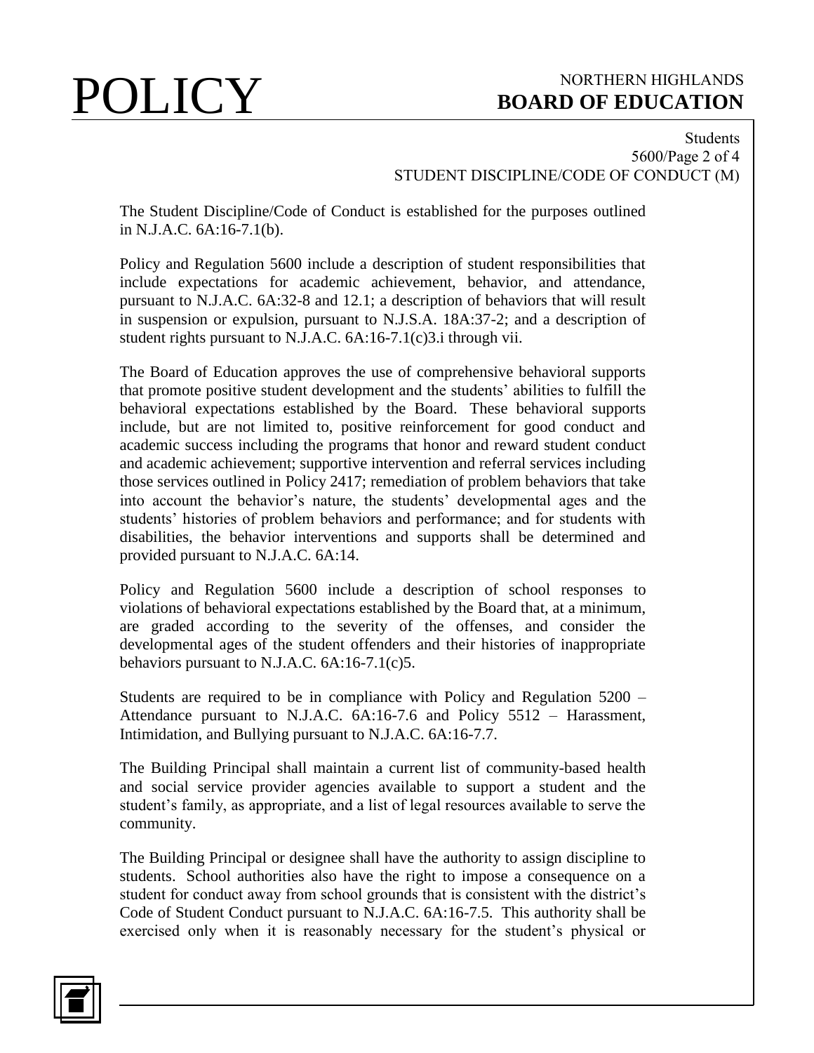The Student Discipline/Code of Conduct is established for the purposes outlined in N.J.A.C. 6A:16-7.1(b).

Policy and Regulation 5600 include a description of student responsibilities that include expectations for academic achievement, behavior, and attendance, pursuant to N.J.A.C. 6A:32-8 and 12.1; a description of behaviors that will result in suspension or expulsion, pursuant to N.J.S.A. 18A:37-2; and a description of student rights pursuant to N.J.A.C. 6A:16-7.1(c)3.i through vii.

The Board of Education approves the use of comprehensive behavioral supports that promote positive student development and the students' abilities to fulfill the behavioral expectations established by the Board. These behavioral supports include, but are not limited to, positive reinforcement for good conduct and academic success including the programs that honor and reward student conduct and academic achievement; supportive intervention and referral services including those services outlined in Policy 2417; remediation of problem behaviors that take into account the behavior's nature, the students' developmental ages and the students' histories of problem behaviors and performance; and for students with disabilities, the behavior interventions and supports shall be determined and provided pursuant to N.J.A.C. 6A:14.

Policy and Regulation 5600 include a description of school responses to violations of behavioral expectations established by the Board that, at a minimum, are graded according to the severity of the offenses, and consider the developmental ages of the student offenders and their histories of inappropriate behaviors pursuant to N.J.A.C. 6A:16-7.1(c)5.

Students are required to be in compliance with Policy and Regulation 5200 – Attendance pursuant to N.J.A.C. 6A:16-7.6 and Policy 5512 – Harassment, Intimidation, and Bullying pursuant to N.J.A.C. 6A:16-7.7.

The Building Principal shall maintain a current list of community-based health and social service provider agencies available to support a student and the student's family, as appropriate, and a list of legal resources available to serve the community.

The Building Principal or designee shall have the authority to assign discipline to students. School authorities also have the right to impose a consequence on a student for conduct away from school grounds that is consistent with the district's Code of Student Conduct pursuant to N.J.A.C. 6A:16-7.5. This authority shall be exercised only when it is reasonably necessary for the student's physical or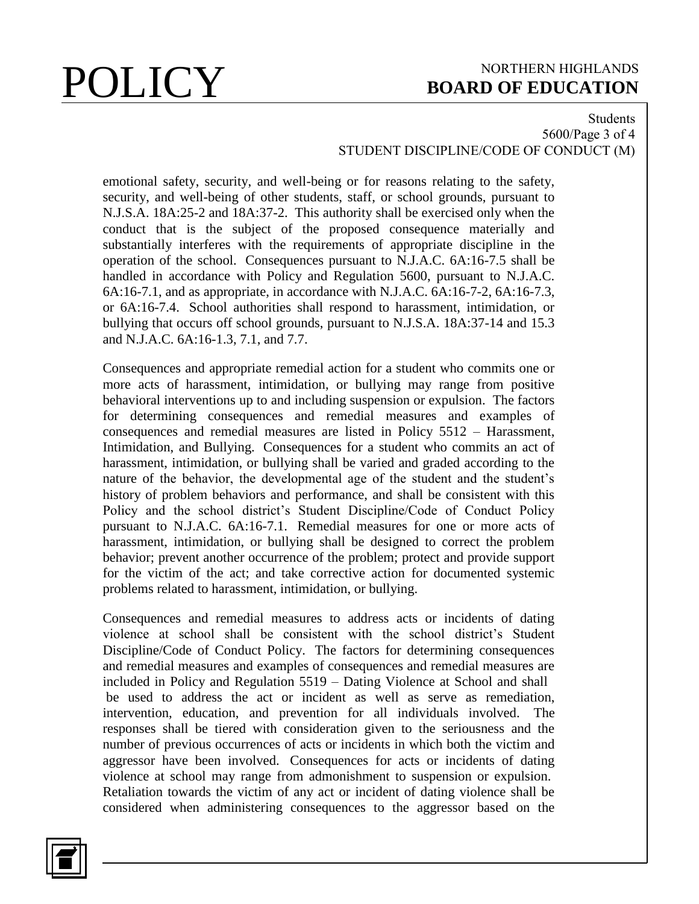emotional safety, security, and well-being or for reasons relating to the safety, security, and well-being of other students, staff, or school grounds, pursuant to N.J.S.A. 18A:25-2 and 18A:37-2. This authority shall be exercised only when the conduct that is the subject of the proposed consequence materially and substantially interferes with the requirements of appropriate discipline in the operation of the school. Consequences pursuant to N.J.A.C. 6A:16-7.5 shall be handled in accordance with Policy and Regulation 5600, pursuant to N.J.A.C. 6A:16-7.1, and as appropriate, in accordance with N.J.A.C. 6A:16-7-2, 6A:16-7.3, or 6A:16-7.4. School authorities shall respond to harassment, intimidation, or bullying that occurs off school grounds, pursuant to N.J.S.A. 18A:37-14 and 15.3 and N.J.A.C. 6A:16-1.3, 7.1, and 7.7.

Consequences and appropriate remedial action for a student who commits one or more acts of harassment, intimidation, or bullying may range from positive behavioral interventions up to and including suspension or expulsion. The factors for determining consequences and remedial measures and examples of consequences and remedial measures are listed in Policy 5512 – Harassment, Intimidation, and Bullying. Consequences for a student who commits an act of harassment, intimidation, or bullying shall be varied and graded according to the nature of the behavior, the developmental age of the student and the student's history of problem behaviors and performance, and shall be consistent with this Policy and the school district's Student Discipline/Code of Conduct Policy pursuant to N.J.A.C. 6A:16-7.1. Remedial measures for one or more acts of harassment, intimidation, or bullying shall be designed to correct the problem behavior; prevent another occurrence of the problem; protect and provide support for the victim of the act; and take corrective action for documented systemic problems related to harassment, intimidation, or bullying.

Consequences and remedial measures to address acts or incidents of dating violence at school shall be consistent with the school district's Student Discipline/Code of Conduct Policy. The factors for determining consequences and remedial measures and examples of consequences and remedial measures are included in Policy and Regulation 5519 – Dating Violence at School and shall be used to address the act or incident as well as serve as remediation, intervention, education, and prevention for all individuals involved. The responses shall be tiered with consideration given to the seriousness and the number of previous occurrences of acts or incidents in which both the victim and aggressor have been involved. Consequences for acts or incidents of dating violence at school may range from admonishment to suspension or expulsion. Retaliation towards the victim of any act or incident of dating violence shall be considered when administering consequences to the aggressor based on the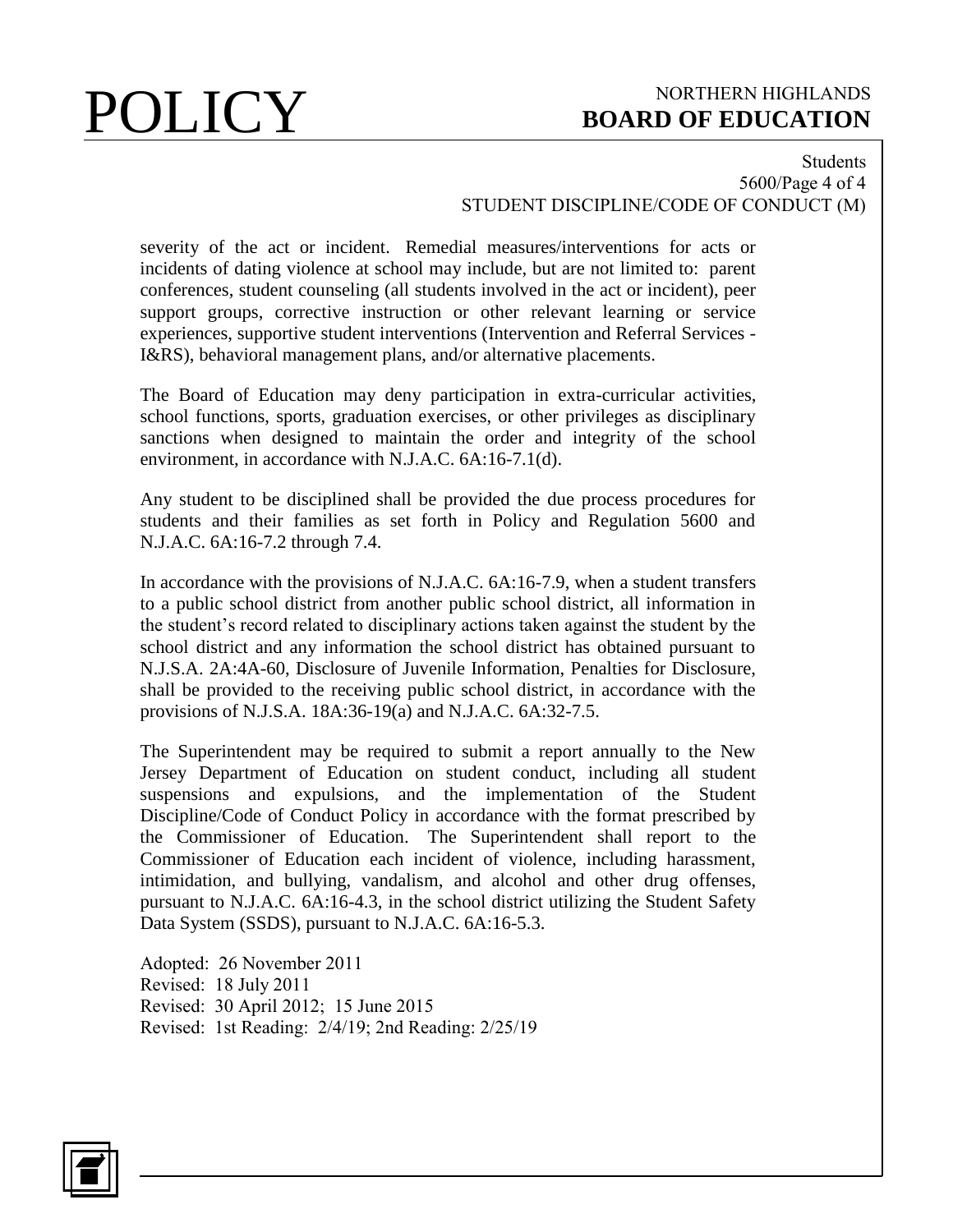severity of the act or incident. Remedial measures/interventions for acts or incidents of dating violence at school may include, but are not limited to: parent conferences, student counseling (all students involved in the act or incident), peer support groups, corrective instruction or other relevant learning or service experiences, supportive student interventions (Intervention and Referral Services - I&RS), behavioral management plans, and/or alternative placements.

The Board of Education may deny participation in extra-curricular activities, school functions, sports, graduation exercises, or other privileges as disciplinary sanctions when designed to maintain the order and integrity of the school environment, in accordance with N.J.A.C. 6A:16-7.1(d).

Any student to be disciplined shall be provided the due process procedures for students and their families as set forth in Policy and Regulation 5600 and N.J.A.C. 6A:16-7.2 through 7.4.

In accordance with the provisions of N.J.A.C. 6A:16-7.9, when a student transfers to a public school district from another public school district, all information in the student's record related to disciplinary actions taken against the student by the school district and any information the school district has obtained pursuant to N.J.S.A. 2A:4A-60, Disclosure of Juvenile Information, Penalties for Disclosure, shall be provided to the receiving public school district, in accordance with the provisions of N.J.S.A. 18A:36-19(a) and N.J.A.C. 6A:32-7.5.

The Superintendent may be required to submit a report annually to the New Jersey Department of Education on student conduct, including all student suspensions and expulsions, and the implementation of the Student Discipline/Code of Conduct Policy in accordance with the format prescribed by the Commissioner of Education. The Superintendent shall report to the Commissioner of Education each incident of violence, including harassment, intimidation, and bullying, vandalism, and alcohol and other drug offenses, pursuant to N.J.A.C. 6A:16-4.3, in the school district utilizing the Student Safety Data System (SSDS), pursuant to N.J.A.C. 6A:16-5.3.

Adopted: 26 November 2011
Revised: 18 July 2011
Revised: 30 April 2012; 15 June 2015
Revised: 1st Reading: 2/4/19; 2nd Reading: 2/25/19